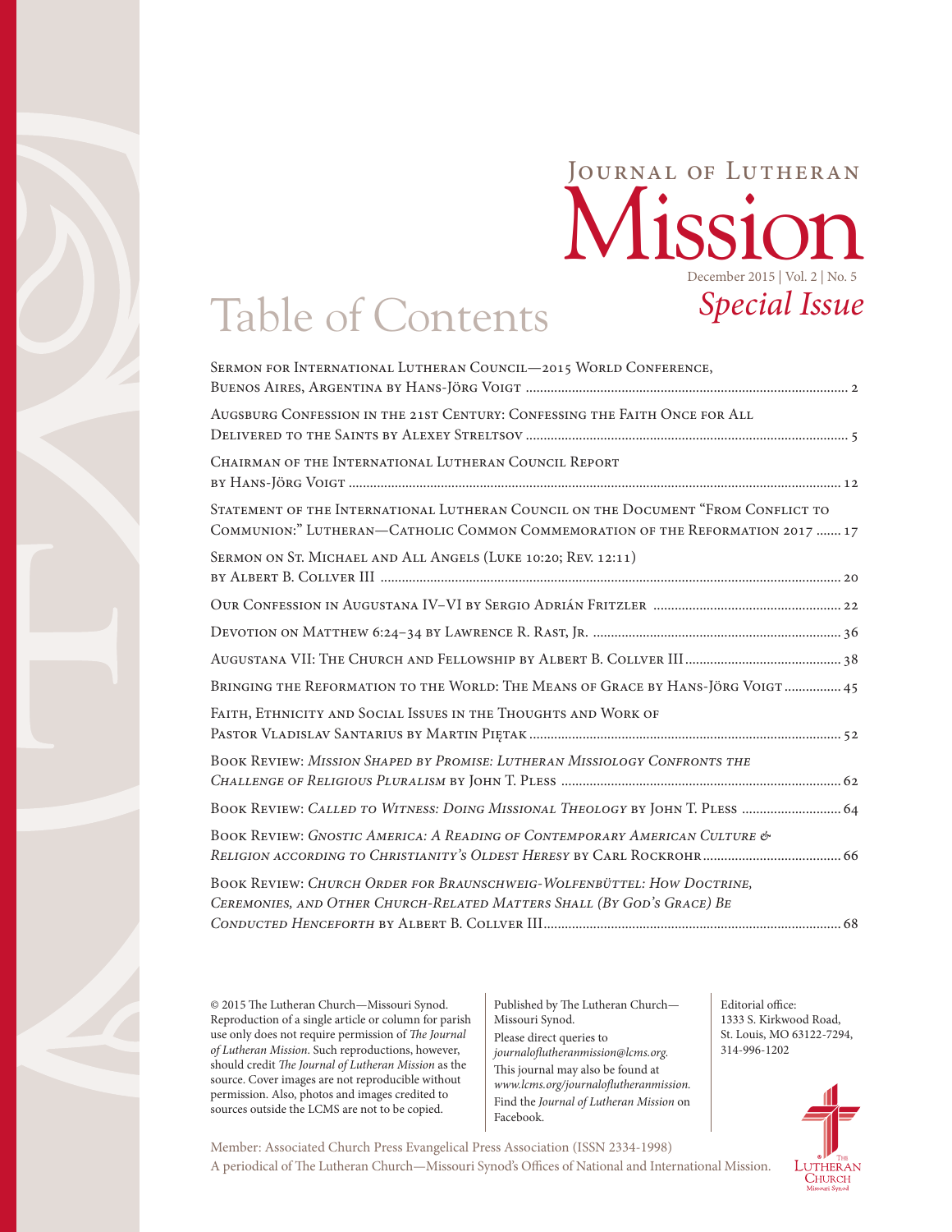# Journal of Lutheran Mission

December 2015 | Vol. 2 | No. 5

*Special Issue*

## Table of Contents

Sermon for International Lutheran Council—2015 World Conference, Buenos Aires, Argentina by Hans-Jörg Voigt .......... 2

Augsburg Confession in the 21st Century: Confessing the Faith Once for All Delivered to the Saints by Alexey Streltsov .......... 5

Chairman of the International Lutheran Council Report by Hans-Jörg Voigt .......... 12

Statement of the International Lutheran Council on the Document "From Conflict to Communion:" Lutheran—Catholic Common Commemoration of the Reformation 2017 .......... 17

Sermon on St. Michael and All Angels (Luke 10:20; Rev. 12:11) by Albert B. Collver III .......... 20

Our Confession in Augustana IV–VI by Sergio Adrián Fritzler .......... 22

Devotion on Matthew 6:24–34 by Lawrence R. Rast, Jr. .......... 36

Augustana VII: The Church and Fellowship by Albert B. Collver III .......... 38

Bringing the Reformation to the World: The Means of Grace by Hans-Jörg Voigt .......... 45

Faith, Ethnicity and Social Issues in the Thoughts and Work of Pastor Vladislav Santarius by Martin Piętak .......... 52

Book Review: *Mission Shaped by Promise: Lutheran Missiology Confronts the Challenge of Religious Pluralism* by John T. Pless .......... 62

Book Review: *Called to Witness: Doing Missional Theology* by John T. Pless .......... 64

Book Review: *Gnostic America: A Reading of Contemporary American Culture & Religion according to Christianity's Oldest Heresy* by Carl Rockrohr .......... 66

Book Review: *Church Order for Braunschweig-Wolfenbüttel: How Doctrine, Ceremonies, and Other Church-Related Matters Shall (By God's Grace) Be Conducted Henceforth* by Albert B. Collver III .......... 68

© 2015 The Lutheran Church—Missouri Synod. Reproduction of a single article or column for parish use only does not require permission of *The Journal of Lutheran Mission*. Such reproductions, however, should credit *The Journal of Lutheran Mission* as the source. Cover images are not reproducible without permission. Also, photos and images credited to sources outside the LCMS are not to be copied.

Published by The Lutheran Church—Missouri Synod.
Please direct queries to *journaloflutheranmission@lcms.org*.
This journal may also be found at *www.lcms.org/journaloflutheranmission*.
Find the *Journal of Lutheran Mission* on Facebook.

Editorial office:
1333 S. Kirkwood Road,
St. Louis, MO 63122-7294,
314-996-1202

Member: Associated Church Press Evangelical Press Association (ISSN 2334-1998)
A periodical of The Lutheran Church—Missouri Synod's Offices of National and International Mission.

The Lutheran Church Missouri Synod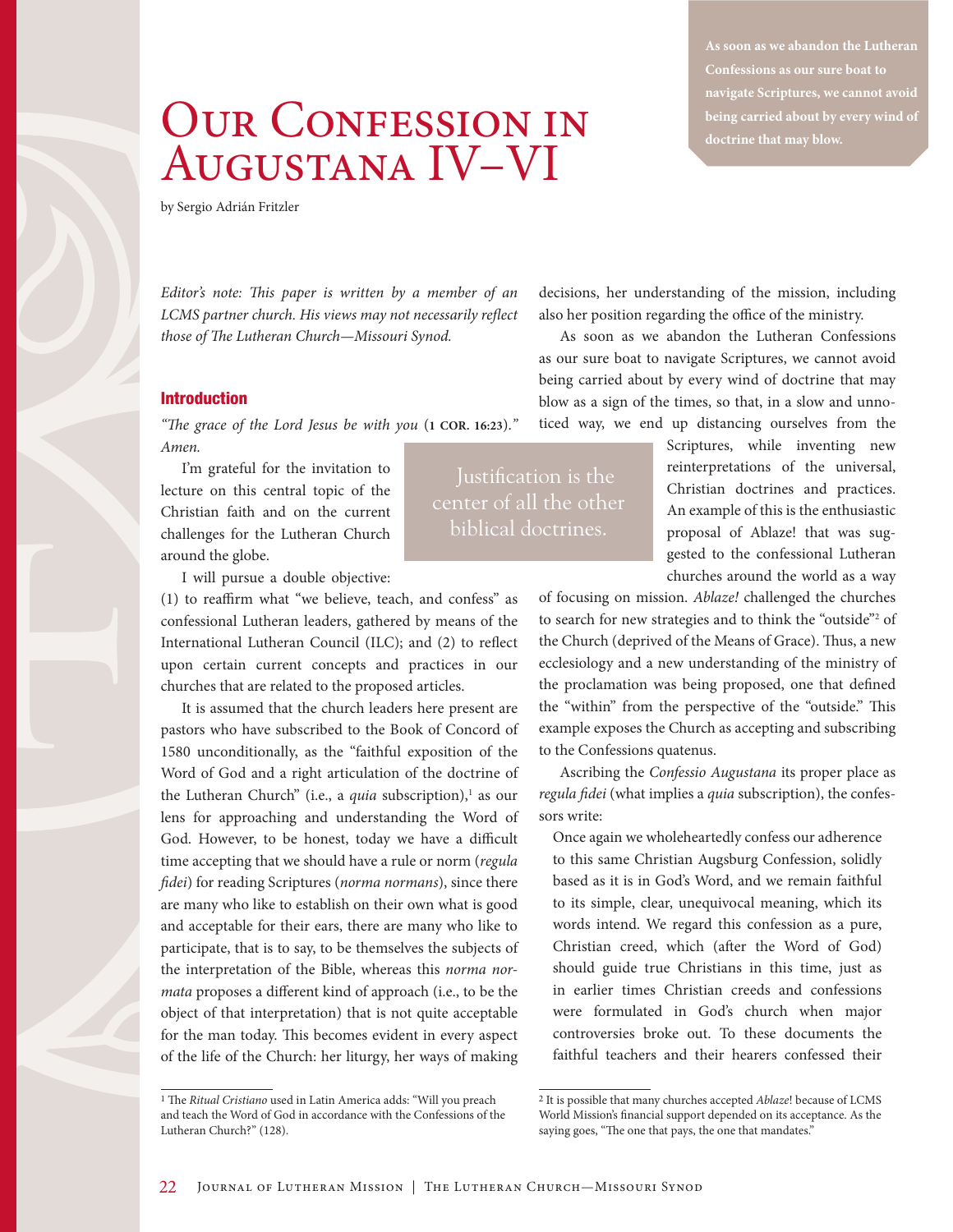# Our Confession in Augustana IV–VI

by Sergio Adrián Fritzler

*Editor's note: This paper is written by a member of an LCMS partner church. His views may not necessarily reflect those of The Lutheran Church—Missouri Synod.*

## Introduction

*"The grace of the Lord Jesus be with you* (**1 Cor. 16:23**)*." Amen.*

I'm grateful for the invitation to lecture on this central topic of the Christian faith and on the current challenges for the Lutheran Church around the globe.

I will pursue a double objective: (1) to reaffirm what "we believe, teach, and confess" as confessional Lutheran leaders, gathered by means of the International Lutheran Council (ILC); and (2) to reflect upon certain current concepts and practices in our churches that are related to the proposed articles.

It is assumed that the church leaders here present are pastors who have subscribed to the Book of Concord of 1580 unconditionally, as the "faithful exposition of the Word of God and a right articulation of the doctrine of the Lutheran Church" (i.e., a *quia* subscription),[1] as our lens for approaching and understanding the Word of God. However, to be honest, today we have a difficult time accepting that we should have a rule or norm (*regula fidei*) for reading Scriptures (*norma normans*), since there are many who like to establish on their own what is good and acceptable for their ears, there are many who like to participate, that is to say, to be themselves the subjects of the interpretation of the Bible, whereas this *norma normata* proposes a different kind of approach (i.e., to be the object of that interpretation) that is not quite acceptable for the man today. This becomes evident in every aspect of the life of the Church: her liturgy, her ways of making decisions, her understanding of the mission, including also her position regarding the office of the ministry.

As soon as we abandon the Lutheran Confessions as our sure boat to navigate Scriptures, we cannot avoid being carried about by every wind of doctrine that may blow as a sign of the times, so that, in a slow and unnoticed way, we end up distancing ourselves from the Scriptures, while inventing new reinterpretations of the universal, Christian doctrines and practices. An example of this is the enthusiastic proposal of Ablaze! that was suggested to the confessional Lutheran churches around the world as a way of focusing on mission. *Ablaze!* challenged the churches to search for new strategies and to think the "outside"[2] of the Church (deprived of the Means of Grace). Thus, a new ecclesiology and a new understanding of the ministry of the proclamation was being proposed, one that defined the "within" from the perspective of the "outside." This example exposes the Church as accepting and subscribing to the Confessions quatenus.

Ascribing the *Confessio Augustana* its proper place as *regula fidei* (what implies a *quia* subscription), the confessors write:

> Once again we wholeheartedly confess our adherence to this same Christian Augsburg Confession, solidly based as it is in God's Word, and we remain faithful to its simple, clear, unequivocal meaning, which its words intend. We regard this confession as a pure, Christian creed, which (after the Word of God) should guide true Christians in this time, just as in earlier times Christian creeds and confessions were formulated in God's church when major controversies broke out. To these documents the faithful teachers and their hearers confessed their

---

[1] The *Ritual Cristiano* used in Latin America adds: "Will you preach and teach the Word of God in accordance with the Confessions of the Lutheran Church?" (128).

[2] It is possible that many churches accepted *Ablaze*! because of LCMS World Mission's financial support depended on its acceptance. As the saying goes, "The one that pays, the one that mandates."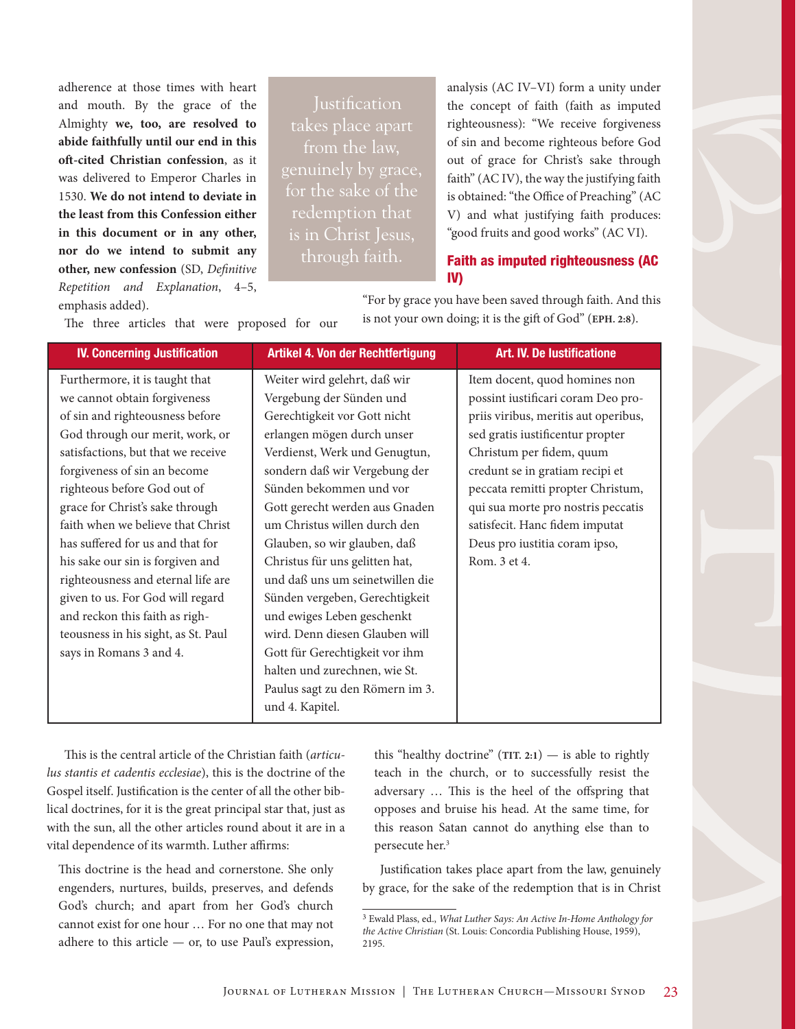adherence at those times with heart and mouth. By the grace of the Almighty **we, too, are resolved to abide faithfully until our end in this oft-cited Christian confession**, as it was delivered to Emperor Charles in 1530. **We do not intend to deviate in the least from this Confession either in this document or in any other, nor do we intend to submit any other, new confession** (SD, *Definitive Repetition and Explanation*, 4–5, emphasis added).

The three articles that were proposed for our analysis (AC IV–VI) form a unity under the concept of faith (faith as imputed righteousness): "We receive forgiveness of sin and become righteous before God out of grace for Christ's sake through faith" (AC IV), the way the justifying faith is obtained: "the Office of Preaching" (AC V) and what justifying faith produces: "good fruits and good works" (AC VI).

> Justification takes place apart from the law, genuinely by grace, for the sake of the redemption that is in Christ Jesus, through faith.

## Faith as imputed righteousness (AC IV)

"For by grace you have been saved through faith. And this is not your own doing; it is the gift of God" (**Eph. 2:8**).

| IV. Concerning Justification | Artikel 4. Von der Rechtfertigung | Art. IV. De Iustificatione |
|---|---|---|
| Furthermore, it is taught that we cannot obtain forgiveness of sin and righteousness before God through our merit, work, or satisfactions, but that we receive forgiveness of sin an become righteous before God out of grace for Christ's sake through faith when we believe that Christ has suffered for us and that for his sake our sin is forgiven and righteousness and eternal life are given to us. For God will regard and reckon this faith as righteousness in his sight, as St. Paul says in Romans 3 and 4. | Weiter wird gelehrt, daß wir Vergebung der Sünden und Gerechtigkeit vor Gott nicht erlangen mögen durch unser Verdienst, Werk und Genugtun, sondern daß wir Vergebung der Sünden bekommen und vor Gott gerecht werden aus Gnaden um Christus willen durch den Glauben, so wir glauben, daß Christus für uns gelitten hat, und daß uns um seinetwillen die Sünden vergeben, Gerechtigkeit und ewiges Leben geschenkt wird. Denn diesen Glauben will Gott für Gerechtigkeit vor ihm halten und zurechnen, wie St. Paulus sagt zu den Römern im 3. und 4. Kapitel. | Item docent, quod homines non possint iustificari coram Deo propriis viribus, meritis aut operibus, sed gratis iustificentur propter Christum per fidem, quum credunt se in gratiam recipi et peccata remitti propter Christum, qui sua morte pro nostris peccatis satisfecit. Hanc fidem imputat Deus pro iustitia coram ipso, Rom. 3 et 4. |

This is the central article of the Christian faith (*articulus stantis et cadentis ecclesiae*), this is the doctrine of the Gospel itself. Justification is the center of all the other biblical doctrines, for it is the great principal star that, just as with the sun, all the other articles round about it are in a vital dependence of its warmth. Luther affirms:

> This doctrine is the head and cornerstone. She only engenders, nurtures, builds, preserves, and defends God's church; and apart from her God's church cannot exist for one hour … For no one that may not adhere to this article — or, to use Paul's expression, this "healthy doctrine" (**Tit. 2:1**) — is able to rightly teach in the church, or to successfully resist the adversary … This is the heel of the offspring that opposes and bruise his head. At the same time, for this reason Satan cannot do anything else than to persecute her.[3]

Justification takes place apart from the law, genuinely by grace, for the sake of the redemption that is in Christ

[3] Ewald Plass, ed., *What Luther Says: An Active In-Home Anthology for the Active Christian* (St. Louis: Concordia Publishing House, 1959), 2195.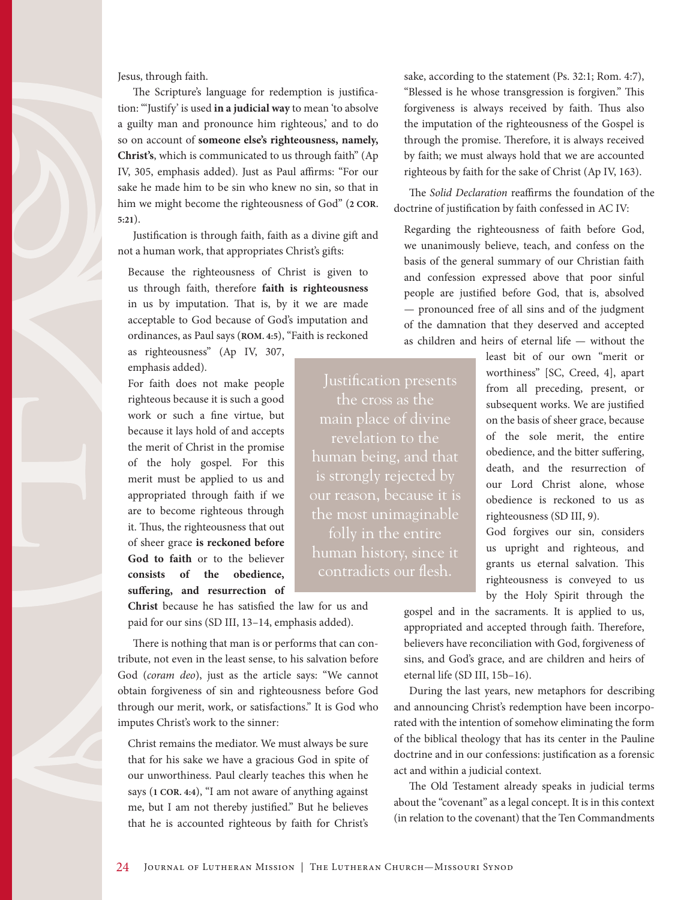Jesus, through faith.

The Scripture's language for redemption is justification: "'Justify' is used **in a judicial way** to mean 'to absolve a guilty man and pronounce him righteous,' and to do so on account of **someone else's righteousness, namely, Christ's**, which is communicated to us through faith" (Ap IV, 305, emphasis added). Just as Paul affirms: "For our sake he made him to be sin who knew no sin, so that in him we might become the righteousness of God" (**2 Cor. 5:21**).

Justification is through faith, faith as a divine gift and not a human work, that appropriates Christ's gifts:

> Because the righteousness of Christ is given to us through faith, therefore **faith is righteousness** in us by imputation. That is, by it we are made acceptable to God because of God's imputation and ordinances, as Paul says (**Rom. 4:5**), "Faith is reckoned as righteousness" (Ap IV, 307, emphasis added).

> For faith does not make people righteous because it is such a good work or such a fine virtue, but because it lays hold of and accepts the merit of Christ in the promise of the holy gospel. For this merit must be applied to us and appropriated through faith if we are to become righteous through it. Thus, the righteousness that out of sheer grace **is reckoned before God to faith** or to the believer **consists of the obedience, suffering, and resurrection of Christ** because he has satisfied the law for us and paid for our sins (SD III, 13–14, emphasis added).

Justification presents the cross as the main place of divine revelation to the human being, and that is strongly rejected by our reason, because it is the most unimaginable folly in the entire human history, since it contradicts our flesh.

There is nothing that man is or performs that can contribute, not even in the least sense, to his salvation before God (*coram deo*), just as the article says: "We cannot obtain forgiveness of sin and righteousness before God through our merit, work, or satisfactions." It is God who imputes Christ's work to the sinner:

> Christ remains the mediator. We must always be sure that for his sake we have a gracious God in spite of our unworthiness. Paul clearly teaches this when he says (**1 Cor. 4:4**), "I am not aware of anything against me, but I am not thereby justified." But he believes that he is accounted righteous by faith for Christ's sake, according to the statement (Ps. 32:1; Rom. 4:7), "Blessed is he whose transgression is forgiven." This forgiveness is always received by faith. Thus also the imputation of the righteousness of the Gospel is through the promise. Therefore, it is always received by faith; we must always hold that we are accounted righteous by faith for the sake of Christ (Ap IV, 163).

The *Solid Declaration* reaffirms the foundation of the doctrine of justification by faith confessed in AC IV:

> Regarding the righteousness of faith before God, we unanimously believe, teach, and confess on the basis of the general summary of our Christian faith and confession expressed above that poor sinful people are justified before God, that is, absolved — pronounced free of all sins and of the judgment of the damnation that they deserved and accepted as children and heirs of eternal life — without the least bit of our own "merit or worthiness" [SC, Creed, 4], apart from all preceding, present, or subsequent works. We are justified on the basis of sheer grace, because of the sole merit, the entire obedience, and the bitter suffering, death, and the resurrection of our Lord Christ alone, whose obedience is reckoned to us as righteousness (SD III, 9).

> God forgives our sin, considers us upright and righteous, and grants us eternal salvation. This righteousness is conveyed to us by the Holy Spirit through the gospel and in the sacraments. It is applied to us, appropriated and accepted through faith. Therefore, believers have reconciliation with God, forgiveness of sins, and God's grace, and are children and heirs of eternal life (SD III, 15b–16).

During the last years, new metaphors for describing and announcing Christ's redemption have been incorporated with the intention of somehow eliminating the form of the biblical theology that has its center in the Pauline doctrine and in our confessions: justification as a forensic act and within a judicial context.

The Old Testament already speaks in judicial terms about the "covenant" as a legal concept. It is in this context (in relation to the covenant) that the Ten Commandments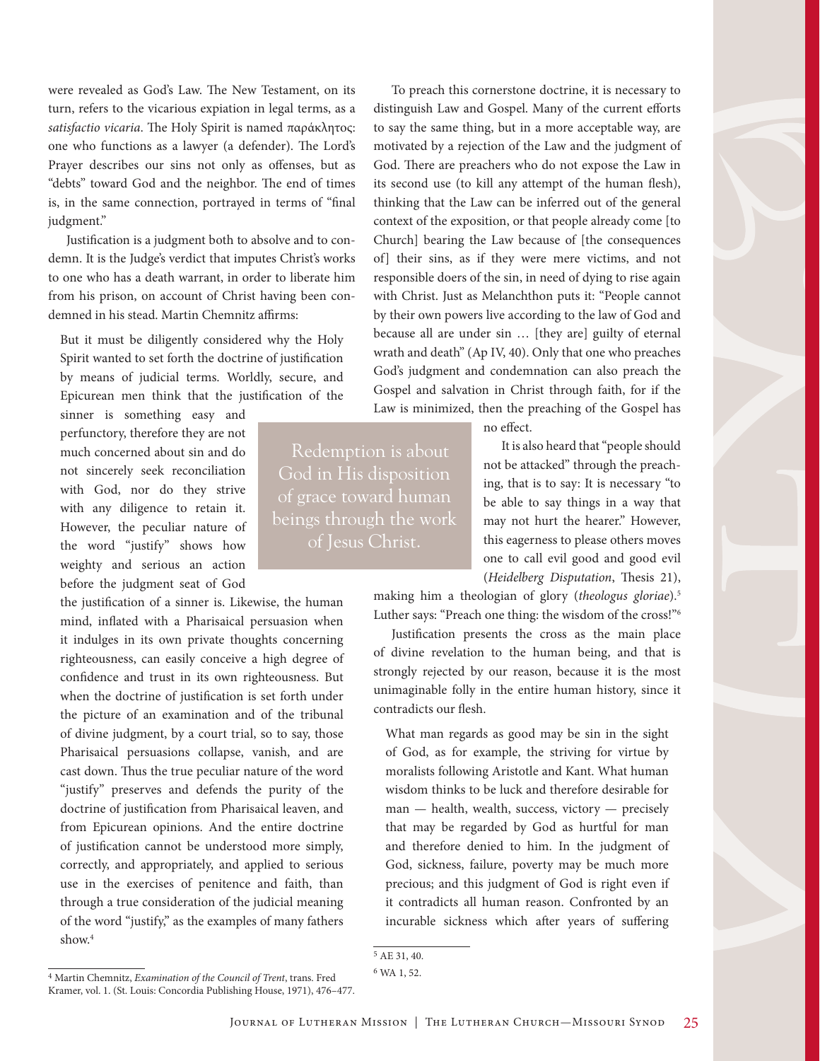were revealed as God's Law. The New Testament, on its turn, refers to the vicarious expiation in legal terms, as a *satisfactio vicaria*. The Holy Spirit is named παράκλητος: one who functions as a lawyer (a defender). The Lord's Prayer describes our sins not only as offenses, but as "debts" toward God and the neighbor. The end of times is, in the same connection, portrayed in terms of "final judgment."

Justification is a judgment both to absolve and to condemn. It is the Judge's verdict that imputes Christ's works to one who has a death warrant, in order to liberate him from his prison, on account of Christ having been condemned in his stead. Martin Chemnitz affirms:

> But it must be diligently considered why the Holy Spirit wanted to set forth the doctrine of justification by means of judicial terms. Worldly, secure, and Epicurean men think that the justification of the sinner is something easy and perfunctory, therefore they are not much concerned about sin and do not sincerely seek reconciliation with God, nor do they strive with any diligence to retain it. However, the peculiar nature of the word "justify" shows how weighty and serious an action before the judgment seat of God the justification of a sinner is. Likewise, the human mind, inflated with a Pharisaical persuasion when it indulges in its own private thoughts concerning righteousness, can easily conceive a high degree of confidence and trust in its own righteousness. But when the doctrine of justification is set forth under the picture of an examination and of the tribunal of divine judgment, by a court trial, so to say, those Pharisaical persuasions collapse, vanish, and are cast down. Thus the true peculiar nature of the word "justify" preserves and defends the purity of the doctrine of justification from Pharisaical leaven, and from Epicurean opinions. And the entire doctrine of justification cannot be understood more simply, correctly, and appropriately, and applied to serious use in the exercises of penitence and faith, than through a true consideration of the judicial meaning of the word "justify," as the examples of many fathers show.[4]

> Redemption is about God in His disposition of grace toward human beings through the work of Jesus Christ.

To preach this cornerstone doctrine, it is necessary to distinguish Law and Gospel. Many of the current efforts to say the same thing, but in a more acceptable way, are motivated by a rejection of the Law and the judgment of God. There are preachers who do not expose the Law in its second use (to kill any attempt of the human flesh), thinking that the Law can be inferred out of the general context of the exposition, or that people already come [to Church] bearing the Law because of [the consequences of] their sins, as if they were mere victims, and not responsible doers of the sin, in need of dying to rise again with Christ. Just as Melanchthon puts it: "People cannot by their own powers live according to the law of God and because all are under sin … [they are] guilty of eternal wrath and death" (Ap IV, 40). Only that one who preaches God's judgment and condemnation can also preach the Gospel and salvation in Christ through faith, for if the Law is minimized, then the preaching of the Gospel has no effect.

It is also heard that "people should not be attacked" through the preaching, that is to say: It is necessary "to be able to say things in a way that may not hurt the hearer." However, this eagerness to please others moves one to call evil good and good evil (*Heidelberg Disputation*, Thesis 21), making him a theologian of glory (*theologus gloriae*).[5] Luther says: "Preach one thing: the wisdom of the cross!"[6]

Justification presents the cross as the main place of divine revelation to the human being, and that is strongly rejected by our reason, because it is the most unimaginable folly in the entire human history, since it contradicts our flesh.

> What man regards as good may be sin in the sight of God, as for example, the striving for virtue by moralists following Aristotle and Kant. What human wisdom thinks to be luck and therefore desirable for man — health, wealth, success, victory — precisely that may be regarded by God as hurtful for man and therefore denied to him. In the judgment of God, sickness, failure, poverty may be much more precious; and this judgment of God is right even if it contradicts all human reason. Confronted by an incurable sickness which after years of suffering

---

[4] Martin Chemnitz, *Examination of the Council of Trent*, trans. Fred Kramer, vol. 1. (St. Louis: Concordia Publishing House, 1971), 476–477.

[5] AE 31, 40.

[6] WA 1, 52.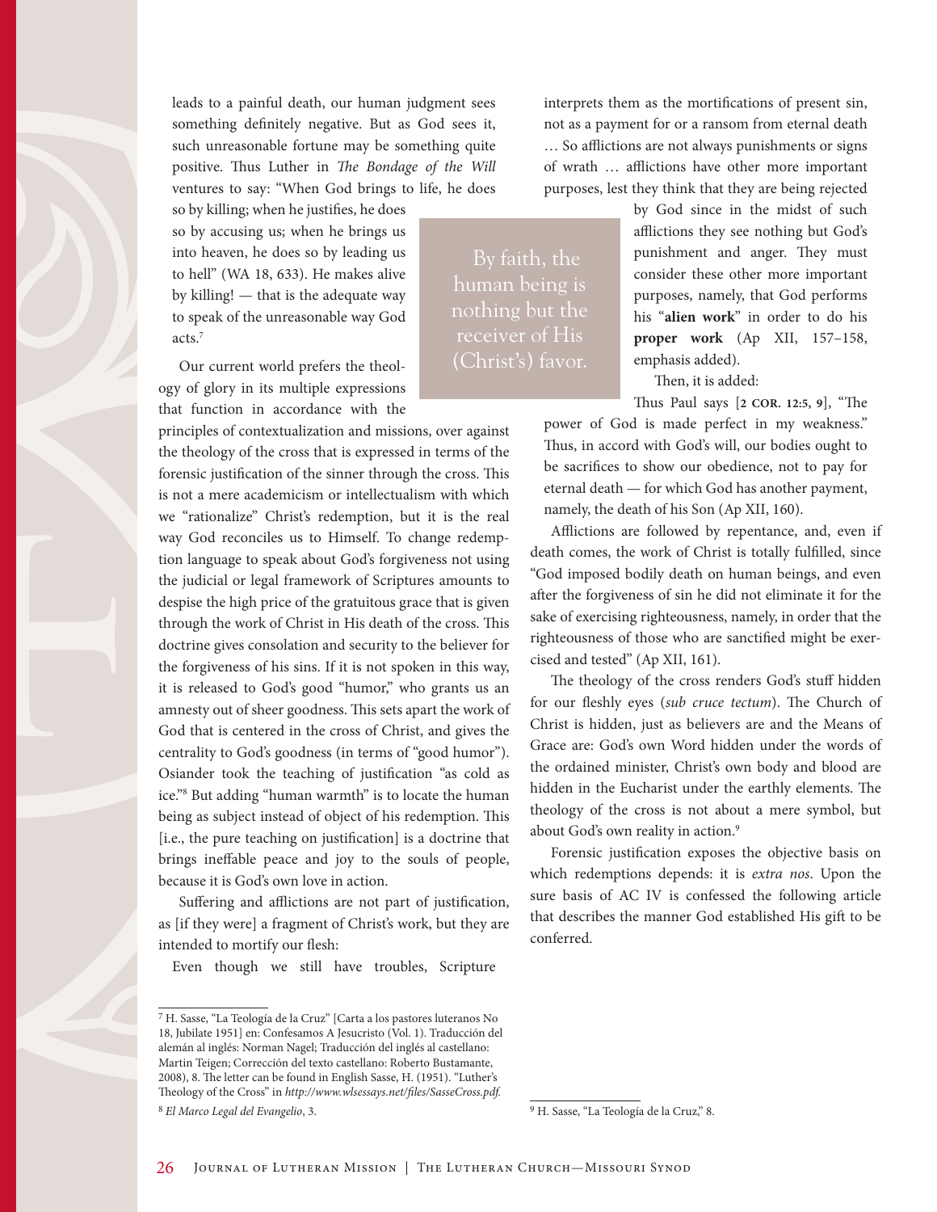leads to a painful death, our human judgment sees something definitely negative. But as God sees it, such unreasonable fortune may be something quite positive. Thus Luther in *The Bondage of the Will* ventures to say: "When God brings to life, he does so by killing; when he justifies, he does so by accusing us; when he brings us into heaven, he does so by leading us to hell" (WA 18, 633). He makes alive by killing! — that is the adequate way to speak of the unreasonable way God acts.[7]

By faith, the human being is nothing but the receiver of His (Christ's) favor.

Our current world prefers the theology of glory in its multiple expressions that function in accordance with the principles of contextualization and missions, over against the theology of the cross that is expressed in terms of the forensic justification of the sinner through the cross. This is not a mere academicism or intellectualism with which we "rationalize" Christ's redemption, but it is the real way God reconciles us to Himself. To change redemption language to speak about God's forgiveness not using the judicial or legal framework of Scriptures amounts to despise the high price of the gratuitous grace that is given through the work of Christ in His death of the cross. This doctrine gives consolation and security to the believer for the forgiveness of his sins. If it is not spoken in this way, it is released to God's good "humor," who grants us an amnesty out of sheer goodness. This sets apart the work of God that is centered in the cross of Christ, and gives the centrality to God's goodness (in terms of "good humor"). Osiander took the teaching of justification "as cold as ice."[8] But adding "human warmth" is to locate the human being as subject instead of object of his redemption. This [i.e., the pure teaching on justification] is a doctrine that brings ineffable peace and joy to the souls of people, because it is God's own love in action.

Suffering and afflictions are not part of justification, as [if they were] a fragment of Christ's work, but they are intended to mortify our flesh:

> Even though we still have troubles, Scripture interprets them as the mortifications of present sin, not as a payment for or a ransom from eternal death … So afflictions are not always punishments or signs of wrath … afflictions have other more important purposes, lest they think that they are being rejected by God since in the midst of such afflictions they see nothing but God's punishment and anger. They must consider these other more important purposes, namely, that God performs his "**alien work**" in order to do his **proper work** (Ap XII, 157–158, emphasis added).

Then, it is added:

> Thus Paul says [**2 Cor. 12:5, 9**], "The power of God is made perfect in my weakness." Thus, in accord with God's will, our bodies ought to be sacrifices to show our obedience, not to pay for eternal death — for which God has another payment, namely, the death of his Son (Ap XII, 160).

Afflictions are followed by repentance, and, even if death comes, the work of Christ is totally fulfilled, since "God imposed bodily death on human beings, and even after the forgiveness of sin he did not eliminate it for the sake of exercising righteousness, namely, in order that the righteousness of those who are sanctified might be exercised and tested" (Ap XII, 161).

The theology of the cross renders God's stuff hidden for our fleshly eyes (*sub cruce tectum*). The Church of Christ is hidden, just as believers are and the Means of Grace are: God's own Word hidden under the words of the ordained minister, Christ's own body and blood are hidden in the Eucharist under the earthly elements. The theology of the cross is not about a mere symbol, but about God's own reality in action.[9]

Forensic justification exposes the objective basis on which redemptions depends: it is *extra nos*. Upon the sure basis of AC IV is confessed the following article that describes the manner God established His gift to be conferred.

---

[7] H. Sasse, "La Teología de la Cruz" [Carta a los pastores luteranos No 18, Jubilate 1951] en: Confesamos A Jesucristo (Vol. 1). Traducción del alemán al inglés: Norman Nagel; Traducción del inglés al castellano: Martin Teigen; Corrección del texto castellano: Roberto Bustamante, 2008), 8. The letter can be found in English Sasse, H. (1951). "Luther's Theology of the Cross" in *http://www.wlsessays.net/files/SasseCross.pdf.*

[8] *El Marco Legal del Evangelio*, 3.

[9] H. Sasse, "La Teología de la Cruz," 8.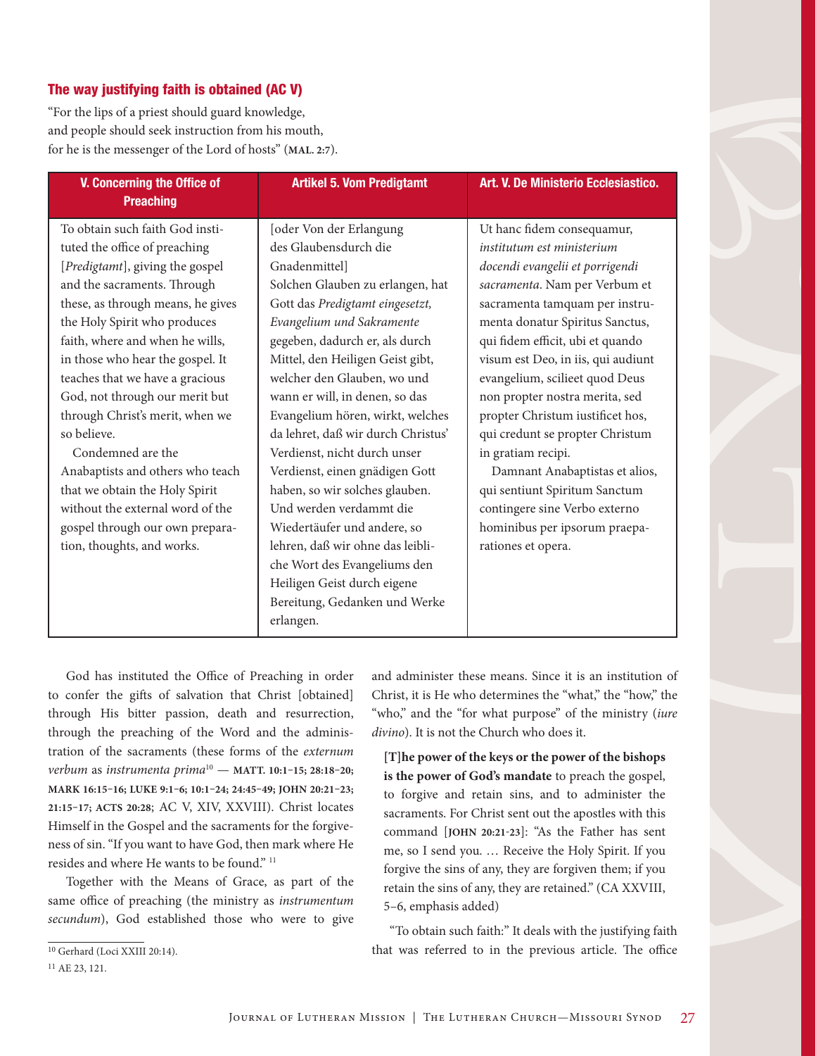### The way justifying faith is obtained (AC V)

"For the lips of a priest should guard knowledge,
and people should seek instruction from his mouth,
for he is the messenger of the Lord of hosts" (**MAL. 2:7**).

| V. Concerning the Office of Preaching | Artikel 5. Vom Predigtamt | Art. V. De Ministerio Ecclesiastico. |
|---|---|---|
| To obtain such faith God instituted the office of preaching [*Predigtamt*], giving the gospel and the sacraments. Through these, as through means, he gives the Holy Spirit who produces faith, where and when he wills, in those who hear the gospel. It teaches that we have a gracious God, not through our merit but through Christ's merit, when we so believe. Condemned are the Anabaptists and others who teach that we obtain the Holy Spirit without the external word of the gospel through our own preparation, thoughts, and works. | [oder Von der Erlangung des Glaubensdurch die Gnadenmittel] Solchen Glauben zu erlangen, hat Gott das *Predigtamt eingesetzt, Evangelium und Sakramente* gegeben, dadurch er, als durch Mittel, den Heiligen Geist gibt, welcher den Glauben, wo und wann er will, in denen, so das Evangelium hören, wirkt, welches da lehret, daß wir durch Christus' Verdienst, nicht durch unser Verdienst, einen gnädigen Gott haben, so wir solches glauben. Und werden verdammt die Wiedertäufer und andere, so lehren, daß wir ohne das leibliche Wort des Evangeliums den Heiligen Geist durch eigene Bereitung, Gedanken und Werke erlangen. | Ut hanc fidem consequamur, *institutum est ministerium docendi evangelii et porrigendi sacramenta*. Nam per Verbum et sacramenta tamquam per instrumenta donatur Spiritus Sanctus, qui fidem efficit, ubi et quando visum est Deo, in iis, qui audiunt evangelium, scilieet quod Deus non propter nostra merita, sed propter Christum iustificet hos, qui credunt se propter Christum in gratiam recipi. Damnant Anabaptistas et alios, qui sentiunt Spiritum Sanctum contingere sine Verbo externo hominibus per ipsorum praeparationes et opera. |

God has instituted the Office of Preaching in order to confer the gifts of salvation that Christ [obtained] through His bitter passion, death and resurrection, through the preaching of the Word and the administration of the sacraments (these forms of the *externum verbum* as *instrumenta prima*[10] — **MATT. 10:1–15; 28:18–20; MARK 16:15–16; LUKE 9:1–6; 10:1–24; 24:45–49; JOHN 20:21–23; 21:15–17; ACTS 20:28;** AC V, XIV, XXVIII). Christ locates Himself in the Gospel and the sacraments for the forgiveness of sin. "If you want to have God, then mark where He resides and where He wants to be found." [11]

Together with the Means of Grace, as part of the same office of preaching (the ministry as *instrumentum secundum*), God established those who were to give and administer these means. Since it is an institution of Christ, it is He who determines the "what," the "how," the "who," and the "for what purpose" of the ministry (*iure divino*). It is not the Church who does it.

> **[T]he power of the keys or the power of the bishops is the power of God's mandate** to preach the gospel, to forgive and retain sins, and to administer the sacraments. For Christ sent out the apostles with this command [**JOHN 20:21-23**]: "As the Father has sent me, so I send you. … Receive the Holy Spirit. If you forgive the sins of any, they are forgiven them; if you retain the sins of any, they are retained." (CA XXVIII, 5–6, emphasis added)

"To obtain such faith:" It deals with the justifying faith that was referred to in the previous article. The office

---

[10] Gerhard (Loci XXIII 20:14).

[11] AE 23, 121.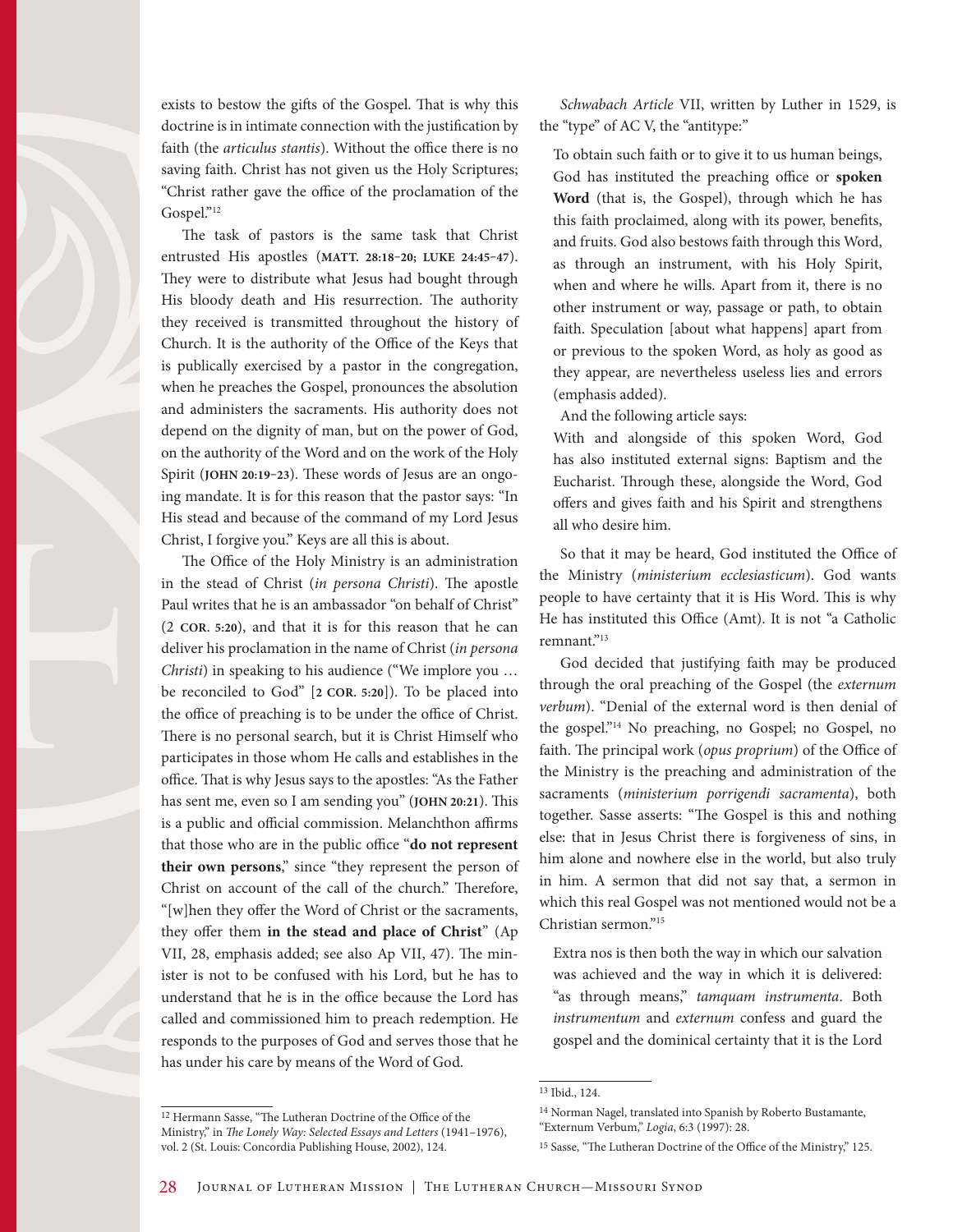exists to bestow the gifts of the Gospel. That is why this doctrine is in intimate connection with the justification by faith (the *articulus stantis*). Without the office there is no saving faith. Christ has not given us the Holy Scriptures; "Christ rather gave the office of the proclamation of the Gospel."[12]

The task of pastors is the same task that Christ entrusted His apostles (**MATT. 28:18–20; LUKE 24:45–47**). They were to distribute what Jesus had bought through His bloody death and His resurrection. The authority they received is transmitted throughout the history of Church. It is the authority of the Office of the Keys that is publically exercised by a pastor in the congregation, when he preaches the Gospel, pronounces the absolution and administers the sacraments. His authority does not depend on the dignity of man, but on the power of God, on the authority of the Word and on the work of the Holy Spirit (**JOHN 20:19–23**). These words of Jesus are an ongoing mandate. It is for this reason that the pastor says: "In His stead and because of the command of my Lord Jesus Christ, I forgive you." Keys are all this is about.

The Office of the Holy Ministry is an administration in the stead of Christ (*in persona Christi*). The apostle Paul writes that he is an ambassador "on behalf of Christ" (2 **COR. 5:20**), and that it is for this reason that he can deliver his proclamation in the name of Christ (*in persona Christi*) in speaking to his audience ("We implore you … be reconciled to God" [**2 COR. 5:20**]). To be placed into the office of preaching is to be under the office of Christ. There is no personal search, but it is Christ Himself who participates in those whom He calls and establishes in the office. That is why Jesus says to the apostles: "As the Father has sent me, even so I am sending you" (**JOHN 20:21**). This is a public and official commission. Melanchthon affirms that those who are in the public office "**do not represent their own persons**," since "they represent the person of Christ on account of the call of the church." Therefore, "[w]hen they offer the Word of Christ or the sacraments, they offer them **in the stead and place of Christ**" (Ap VII, 28, emphasis added; see also Ap VII, 47). The minister is not to be confused with his Lord, but he has to understand that he is in the office because the Lord has called and commissioned him to preach redemption. He responds to the purposes of God and serves those that he has under his care by means of the Word of God.

*Schwabach Article* VII, written by Luther in 1529, is the "type" of AC V, the "antitype:"

> To obtain such faith or to give it to us human beings, God has instituted the preaching office or **spoken Word** (that is, the Gospel), through which he has this faith proclaimed, along with its power, benefits, and fruits. God also bestows faith through this Word, as through an instrument, with his Holy Spirit, when and where he wills. Apart from it, there is no other instrument or way, passage or path, to obtain faith. Speculation [about what happens] apart from or previous to the spoken Word, as holy as good as they appear, are nevertheless useless lies and errors (emphasis added).
>
> And the following article says:
>
> With and alongside of this spoken Word, God has also instituted external signs: Baptism and the Eucharist. Through these, alongside the Word, God offers and gives faith and his Spirit and strengthens all who desire him.

So that it may be heard, God instituted the Office of the Ministry (*ministerium ecclesiasticum*). God wants people to have certainty that it is His Word. This is why He has instituted this Office (Amt). It is not "a Catholic remnant."[13]

God decided that justifying faith may be produced through the oral preaching of the Gospel (the *externum verbum*). "Denial of the external word is then denial of the gospel."[14] No preaching, no Gospel; no Gospel, no faith. The principal work (*opus proprium*) of the Office of the Ministry is the preaching and administration of the sacraments (*ministerium porrigendi sacramenta*), both together. Sasse asserts: "The Gospel is this and nothing else: that in Jesus Christ there is forgiveness of sins, in him alone and nowhere else in the world, but also truly in him. A sermon that did not say that, a sermon in which this real Gospel was not mentioned would not be a Christian sermon."[15]

> Extra nos is then both the way in which our salvation was achieved and the way in which it is delivered: "as through means," *tamquam instrumenta*. Both *instrumentum* and *externum* confess and guard the gospel and the dominical certainty that it is the Lord

---

[12] Hermann Sasse, "The Lutheran Doctrine of the Office of the Ministry," in *The Lonely Way: Selected Essays and Letters* (1941–1976), vol. 2 (St. Louis: Concordia Publishing House, 2002), 124.

[13] Ibid., 124.

[14] Norman Nagel, translated into Spanish by Roberto Bustamante, "Externum Verbum," *Logia*, 6:3 (1997): 28.

[15] Sasse, "The Lutheran Doctrine of the Office of the Ministry," 125.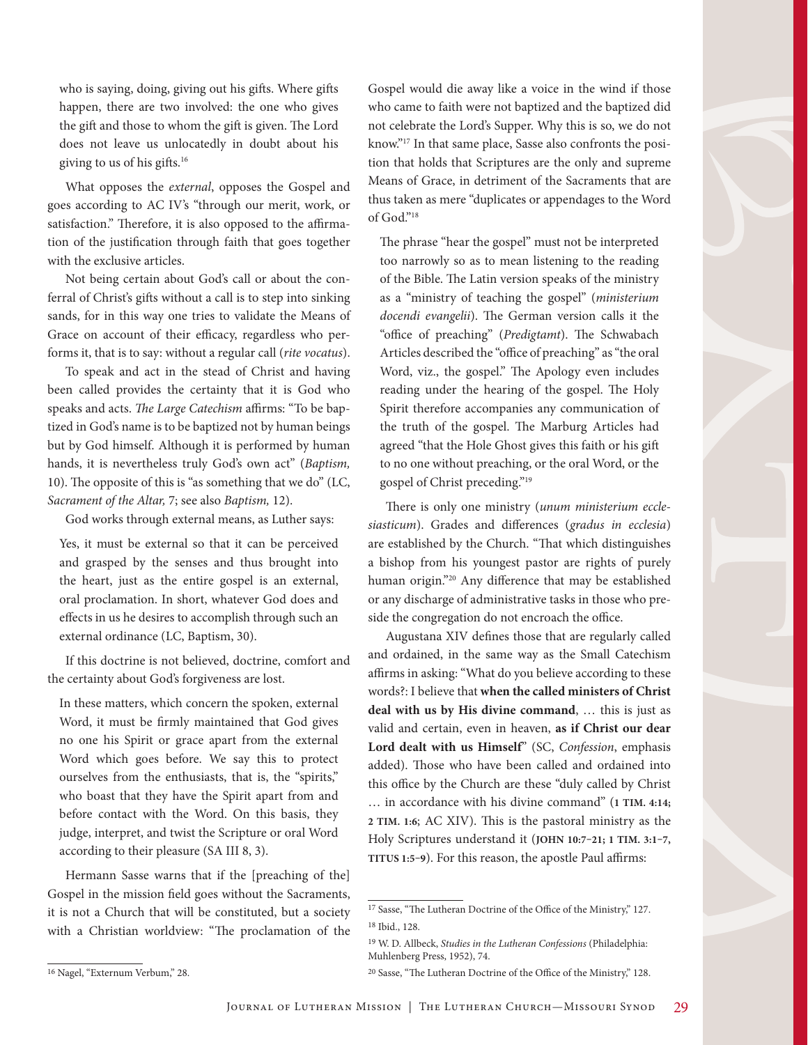who is saying, doing, giving out his gifts. Where gifts happen, there are two involved: the one who gives the gift and those to whom the gift is given. The Lord does not leave us unlocatedly in doubt about his giving to us of his gifts.[16]

What opposes the *external*, opposes the Gospel and goes according to AC IV's "through our merit, work, or satisfaction." Therefore, it is also opposed to the affirmation of the justification through faith that goes together with the exclusive articles.

Not being certain about God's call or about the conferral of Christ's gifts without a call is to step into sinking sands, for in this way one tries to validate the Means of Grace on account of their efficacy, regardless who performs it, that is to say: without a regular call (*rite vocatus*).

To speak and act in the stead of Christ and having been called provides the certainty that it is God who speaks and acts. *The Large Catechism* affirms: "To be baptized in God's name is to be baptized not by human beings but by God himself. Although it is performed by human hands, it is nevertheless truly God's own act" (*Baptism,* 10). The opposite of this is "as something that we do" (LC, *Sacrament of the Altar,* 7; see also *Baptism,* 12).

God works through external means, as Luther says:

> Yes, it must be external so that it can be perceived and grasped by the senses and thus brought into the heart, just as the entire gospel is an external, oral proclamation. In short, whatever God does and effects in us he desires to accomplish through such an external ordinance (LC, Baptism, 30).

If this doctrine is not believed, doctrine, comfort and the certainty about God's forgiveness are lost.

> In these matters, which concern the spoken, external Word, it must be firmly maintained that God gives no one his Spirit or grace apart from the external Word which goes before. We say this to protect ourselves from the enthusiasts, that is, the "spirits," who boast that they have the Spirit apart from and before contact with the Word. On this basis, they judge, interpret, and twist the Scripture or oral Word according to their pleasure (SA III 8, 3).

Hermann Sasse warns that if the [preaching of the] Gospel in the mission field goes without the Sacraments, it is not a Church that will be constituted, but a society with a Christian worldview: "The proclamation of the Gospel would die away like a voice in the wind if those who came to faith were not baptized and the baptized did not celebrate the Lord's Supper. Why this is so, we do not know."[17] In that same place, Sasse also confronts the position that holds that Scriptures are the only and supreme Means of Grace, in detriment of the Sacraments that are thus taken as mere "duplicates or appendages to the Word of God."[18]

> The phrase "hear the gospel" must not be interpreted too narrowly so as to mean listening to the reading of the Bible. The Latin version speaks of the ministry as a "ministry of teaching the gospel" (*ministerium docendi evangelii*). The German version calls it the "office of preaching" (*Predigtamt*). The Schwabach Articles described the "office of preaching" as "the oral Word, viz., the gospel." The Apology even includes reading under the hearing of the gospel. The Holy Spirit therefore accompanies any communication of the truth of the gospel. The Marburg Articles had agreed "that the Hole Ghost gives this faith or his gift to no one without preaching, or the oral Word, or the gospel of Christ preceding."[19]

There is only one ministry (*unum ministerium ecclesiasticum*). Grades and differences (*gradus in ecclesia*) are established by the Church. "That which distinguishes a bishop from his youngest pastor are rights of purely human origin."[20] Any difference that may be established or any discharge of administrative tasks in those who preside the congregation do not encroach the office.

Augustana XIV defines those that are regularly called and ordained, in the same way as the Small Catechism affirms in asking: "What do you believe according to these words?: I believe that **when the called ministers of Christ deal with us by His divine command**, … this is just as valid and certain, even in heaven, **as if Christ our dear Lord dealt with us Himself**" (SC, *Confession*, emphasis added). Those who have been called and ordained into this office by the Church are these "duly called by Christ … in accordance with his divine command" (**1 Tim. 4:14; 2 Tim. 1:6**; AC XIV). This is the pastoral ministry as the Holy Scriptures understand it (**John 10:7–21; 1 Tim. 3:1–7, Titus 1:5–9**). For this reason, the apostle Paul affirms:

---

[16] Nagel, "Externum Verbum," 28.

[17] Sasse, "The Lutheran Doctrine of the Office of the Ministry," 127.

[18] Ibid., 128.

[19] W. D. Allbeck, *Studies in the Lutheran Confessions* (Philadelphia: Muhlenberg Press, 1952), 74.

[20] Sasse, "The Lutheran Doctrine of the Office of the Ministry," 128.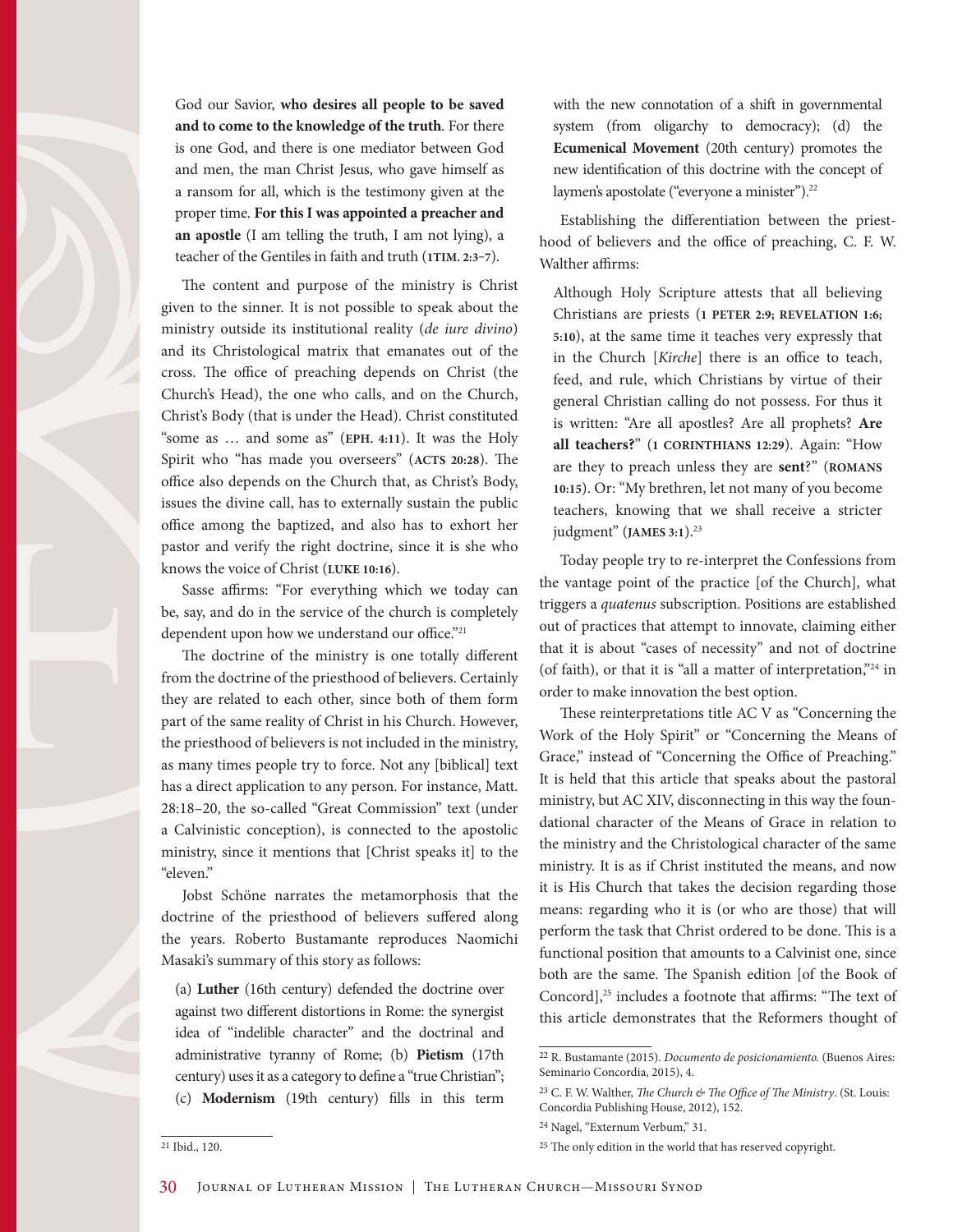God our Savior, **who desires all people to be saved and to come to the knowledge of the truth**. For there is one God, and there is one mediator between God and men, the man Christ Jesus, who gave himself as a ransom for all, which is the testimony given at the proper time. **For this I was appointed a preacher and an apostle** (I am telling the truth, I am not lying), a teacher of the Gentiles in faith and truth (**1TIM. 2:3–7**).

The content and purpose of the ministry is Christ given to the sinner. It is not possible to speak about the ministry outside its institutional reality (*de iure divino*) and its Christological matrix that emanates out of the cross. The office of preaching depends on Christ (the Church's Head), the one who calls, and on the Church, Christ's Body (that is under the Head). Christ constituted "some as … and some as" (**EPH. 4:11**). It was the Holy Spirit who "has made you overseers" (**ACTS 20:28**). The office also depends on the Church that, as Christ's Body, issues the divine call, has to externally sustain the public office among the baptized, and also has to exhort her pastor and verify the right doctrine, since it is she who knows the voice of Christ (**LUKE 10:16**).

Sasse affirms: "For everything which we today can be, say, and do in the service of the church is completely dependent upon how we understand our office."[21]

The doctrine of the ministry is one totally different from the doctrine of the priesthood of believers. Certainly they are related to each other, since both of them form part of the same reality of Christ in his Church. However, the priesthood of believers is not included in the ministry, as many times people try to force. Not any [biblical] text has a direct application to any person. For instance, Matt. 28:18–20, the so-called "Great Commission" text (under a Calvinistic conception), is connected to the apostolic ministry, since it mentions that [Christ speaks it] to the "eleven."

Jobst Schöne narrates the metamorphosis that the doctrine of the priesthood of believers suffered along the years. Roberto Bustamante reproduces Naomichi Masaki's summary of this story as follows:

> (a) **Luther** (16th century) defended the doctrine over against two different distortions in Rome: the synergist idea of "indelible character" and the doctrinal and administrative tyranny of Rome; (b) **Pietism** (17th century) uses it as a category to define a "true Christian"; (c) **Modernism** (19th century) fills in this term with the new connotation of a shift in governmental system (from oligarchy to democracy); (d) the **Ecumenical Movement** (20th century) promotes the new identification of this doctrine with the concept of laymen's apostolate ("everyone a minister").[22]

Establishing the differentiation between the priesthood of believers and the office of preaching, C. F. W. Walther affirms:

> Although Holy Scripture attests that all believing Christians are priests (**1 PETER 2:9; REVELATION 1:6; 5:10**), at the same time it teaches very expressly that in the Church [*Kirche*] there is an office to teach, feed, and rule, which Christians by virtue of their general Christian calling do not possess. For thus it is written: "Are all apostles? Are all prophets? **Are all teachers?**" (**1 CORINTHIANS 12:29**). Again: "How are they to preach unless they are **sent**?" (**ROMANS 10:15**). Or: "My brethren, let not many of you become teachers, knowing that we shall receive a stricter judgment" (**JAMES 3:1**).[23]

Today people try to re-interpret the Confessions from the vantage point of the practice [of the Church], what triggers a *quatenus* subscription. Positions are established out of practices that attempt to innovate, claiming either that it is about "cases of necessity" and not of doctrine (of faith), or that it is "all a matter of interpretation,"[24] in order to make innovation the best option.

These reinterpretations title AC V as "Concerning the Work of the Holy Spirit" or "Concerning the Means of Grace," instead of "Concerning the Office of Preaching." It is held that this article that speaks about the pastoral ministry, but AC XIV, disconnecting in this way the foundational character of the Means of Grace in relation to the ministry and the Christological character of the same ministry. It is as if Christ instituted the means, and now it is His Church that takes the decision regarding those means: regarding who it is (or who are those) that will perform the task that Christ ordered to be done. This is a functional position that amounts to a Calvinist one, since both are the same. The Spanish edition [of the Book of Concord],[25] includes a footnote that affirms: "The text of this article demonstrates that the Reformers thought of

---

[21] Ibid., 120.

[22] R. Bustamante (2015). *Documento de posicionamiento.* (Buenos Aires: Seminario Concordia, 2015), 4.

[23] C. F. W. Walther, *The Church & The Office of The Ministry*. (St. Louis: Concordia Publishing House, 2012), 152.

[24] Nagel, "Externum Verbum," 31.

[25] The only edition in the world that has reserved copyright.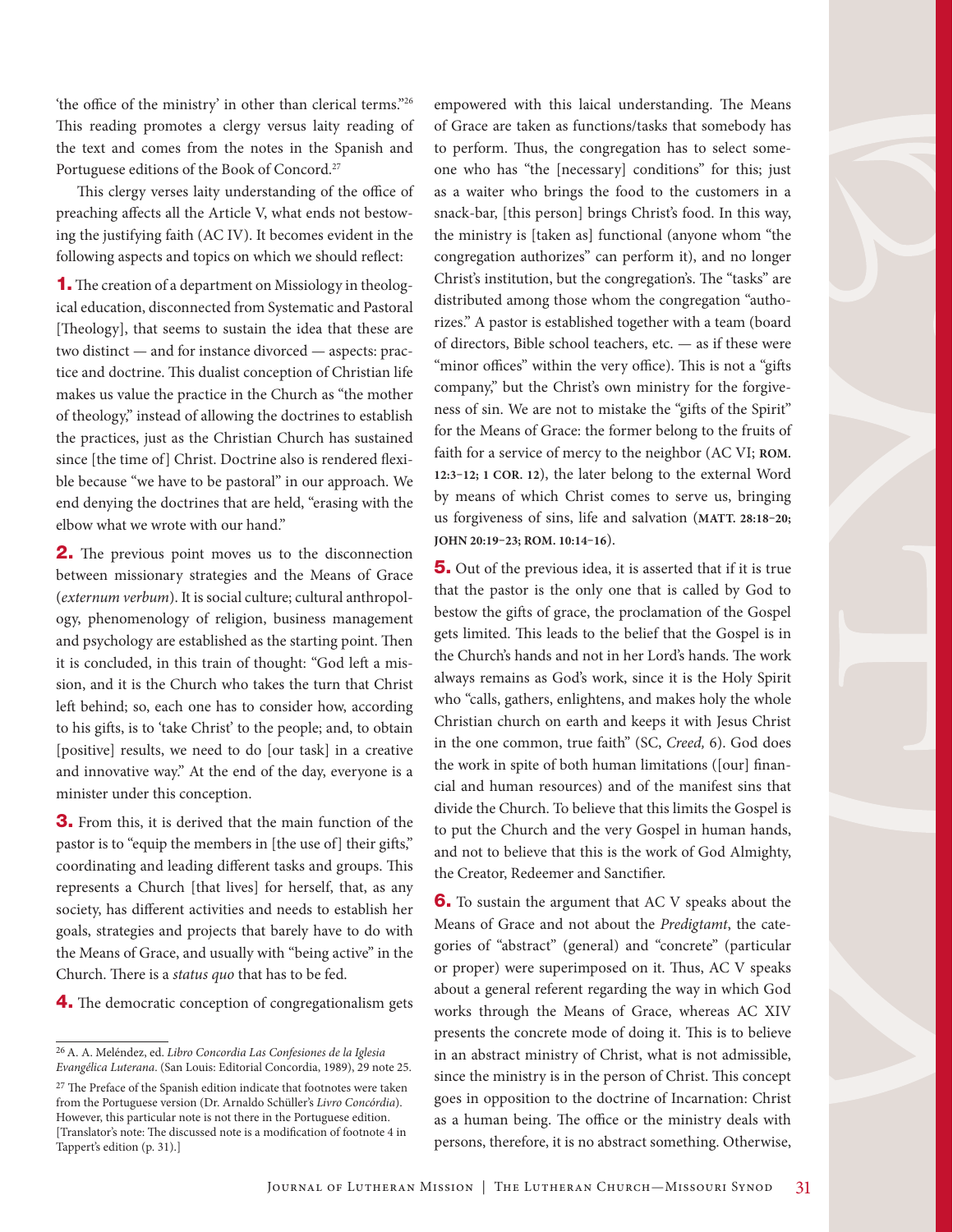'the office of the ministry' in other than clerical terms."[26] This reading promotes a clergy versus laity reading of the text and comes from the notes in the Spanish and Portuguese editions of the Book of Concord.[27]

This clergy verses laity understanding of the office of preaching affects all the Article V, what ends not bestowing the justifying faith (AC IV). It becomes evident in the following aspects and topics on which we should reflect:

**1.** The creation of a department on Missiology in theological education, disconnected from Systematic and Pastoral [Theology], that seems to sustain the idea that these are two distinct — and for instance divorced — aspects: practice and doctrine. This dualist conception of Christian life makes us value the practice in the Church as "the mother of theology," instead of allowing the doctrines to establish the practices, just as the Christian Church has sustained since [the time of] Christ. Doctrine also is rendered flexible because "we have to be pastoral" in our approach. We end denying the doctrines that are held, "erasing with the elbow what we wrote with our hand."

**2.** The previous point moves us to the disconnection between missionary strategies and the Means of Grace (*externum verbum*). It is social culture; cultural anthropology, phenomenology of religion, business management and psychology are established as the starting point. Then it is concluded, in this train of thought: "God left a mission, and it is the Church who takes the turn that Christ left behind; so, each one has to consider how, according to his gifts, is to 'take Christ' to the people; and, to obtain [positive] results, we need to do [our task] in a creative and innovative way." At the end of the day, everyone is a minister under this conception.

**3.** From this, it is derived that the main function of the pastor is to "equip the members in [the use of] their gifts," coordinating and leading different tasks and groups. This represents a Church [that lives] for herself, that, as any society, has different activities and needs to establish her goals, strategies and projects that barely have to do with the Means of Grace, and usually with "being active" in the Church. There is a *status quo* that has to be fed.

**4.** The democratic conception of congregationalism gets empowered with this laical understanding. The Means of Grace are taken as functions/tasks that somebody has to perform. Thus, the congregation has to select someone who has "the [necessary] conditions" for this; just as a waiter who brings the food to the customers in a snack-bar, [this person] brings Christ's food. In this way, the ministry is [taken as] functional (anyone whom "the congregation authorizes" can perform it), and no longer Christ's institution, but the congregation's. The "tasks" are distributed among those whom the congregation "authorizes." A pastor is established together with a team (board of directors, Bible school teachers, etc. — as if these were "minor offices" within the very office). This is not a "gifts company," but the Christ's own ministry for the forgiveness of sin. We are not to mistake the "gifts of the Spirit" for the Means of Grace: the former belong to the fruits of faith for a service of mercy to the neighbor (AC VI; **ROM. 12:3–12; 1 COR. 12**), the later belong to the external Word by means of which Christ comes to serve us, bringing us forgiveness of sins, life and salvation (**MATT. 28:18–20; JOHN 20:19–23; ROM. 10:14–16**).

**5.** Out of the previous idea, it is asserted that if it is true that the pastor is the only one that is called by God to bestow the gifts of grace, the proclamation of the Gospel gets limited. This leads to the belief that the Gospel is in the Church's hands and not in her Lord's hands. The work always remains as God's work, since it is the Holy Spirit who "calls, gathers, enlightens, and makes holy the whole Christian church on earth and keeps it with Jesus Christ in the one common, true faith" (SC, *Creed,* 6). God does the work in spite of both human limitations ([our] financial and human resources) and of the manifest sins that divide the Church. To believe that this limits the Gospel is to put the Church and the very Gospel in human hands, and not to believe that this is the work of God Almighty, the Creator, Redeemer and Sanctifier.

**6.** To sustain the argument that AC V speaks about the Means of Grace and not about the *Predigtamt*, the categories of "abstract" (general) and "concrete" (particular or proper) were superimposed on it. Thus, AC V speaks about a general referent regarding the way in which God works through the Means of Grace, whereas AC XIV presents the concrete mode of doing it. This is to believe in an abstract ministry of Christ, what is not admissible, since the ministry is in the person of Christ. This concept goes in opposition to the doctrine of Incarnation: Christ as a human being. The office or the ministry deals with persons, therefore, it is no abstract something. Otherwise,

---

[26] A. A. Meléndez, ed. *Libro Concordia Las Confesiones de la Iglesia Evangélica Luterana*. (San Louis: Editorial Concordia, 1989), 29 note 25.

[27] The Preface of the Spanish edition indicate that footnotes were taken from the Portuguese version (Dr. Arnaldo Schüller's *Livro Concórdia*). However, this particular note is not there in the Portuguese edition. [Translator's note: The discussed note is a modification of footnote 4 in Tappert's edition (p. 31).]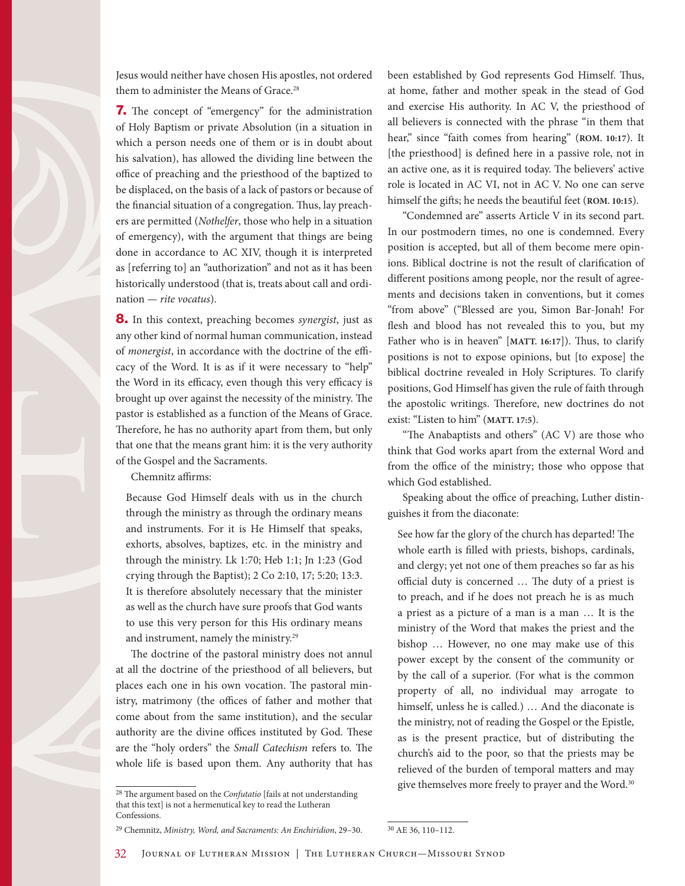Jesus would neither have chosen His apostles, not ordered them to administer the Means of Grace.[28]

**7.** The concept of "emergency" for the administration of Holy Baptism or private Absolution (in a situation in which a person needs one of them or is in doubt about his salvation), has allowed the dividing line between the office of preaching and the priesthood of the baptized to be displaced, on the basis of a lack of pastors or because of the financial situation of a congregation. Thus, lay preachers are permitted (*Nothelfer*, those who help in a situation of emergency), with the argument that things are being done in accordance to AC XIV, though it is interpreted as [referring to] an "authorization" and not as it has been historically understood (that is, treats about call and ordination — *rite vocatus*).

**8.** In this context, preaching becomes *synergist*, just as any other kind of normal human communication, instead of *monergist*, in accordance with the doctrine of the efficacy of the Word. It is as if it were necessary to "help" the Word in its efficacy, even though this very efficacy is brought up over against the necessity of the ministry. The pastor is established as a function of the Means of Grace. Therefore, he has no authority apart from them, but only that one that the means grant him: it is the very authority of the Gospel and the Sacraments.

Chemnitz affirms:

> Because God Himself deals with us in the church through the ministry as through the ordinary means and instruments. For it is He Himself that speaks, exhorts, absolves, baptizes, etc. in the ministry and through the ministry. Lk 1:70; Heb 1:1; Jn 1:23 (God crying through the Baptist); 2 Co 2:10, 17; 5:20; 13:3. It is therefore absolutely necessary that the minister as well as the church have sure proofs that God wants to use this very person for this His ordinary means and instrument, namely the ministry.[29]

The doctrine of the pastoral ministry does not annul at all the doctrine of the priesthood of all believers, but places each one in his own vocation. The pastoral ministry, matrimony (the offices of father and mother that come about from the same institution), and the secular authority are the divine offices instituted by God. These are the "holy orders" the *Small Catechism* refers to. The whole life is based upon them. Any authority that has been established by God represents God Himself. Thus, at home, father and mother speak in the stead of God and exercise His authority. In AC V, the priesthood of all believers is connected with the phrase "in them that hear," since "faith comes from hearing" (**Rom. 10:17**). It [the priesthood] is defined here in a passive role, not in an active one, as it is required today. The believers' active role is located in AC VI, not in AC V. No one can serve himself the gifts; he needs the beautiful feet (**Rom. 10:15**).

"Condemned are" asserts Article V in its second part. In our postmodern times, no one is condemned. Every position is accepted, but all of them become mere opinions. Biblical doctrine is not the result of clarification of different positions among people, nor the result of agreements and decisions taken in conventions, but it comes "from above" ("Blessed are you, Simon Bar-Jonah! For flesh and blood has not revealed this to you, but my Father who is in heaven" [**Matt. 16:17**]). Thus, to clarify positions is not to expose opinions, but [to expose] the biblical doctrine revealed in Holy Scriptures. To clarify positions, God Himself has given the rule of faith through the apostolic writings. Therefore, new doctrines do not exist: "Listen to him" (**Matt. 17:5**).

"The Anabaptists and others" (AC V) are those who think that God works apart from the external Word and from the office of the ministry; those who oppose that which God established.

Speaking about the office of preaching, Luther distinguishes it from the diaconate:

> See how far the glory of the church has departed! The whole earth is filled with priests, bishops, cardinals, and clergy; yet not one of them preaches so far as his official duty is concerned … The duty of a priest is to preach, and if he does not preach he is as much a priest as a picture of a man is a man … It is the ministry of the Word that makes the priest and the bishop … However, no one may make use of this power except by the consent of the community or by the call of a superior. (For what is the common property of all, no individual may arrogate to himself, unless he is called.) … And the diaconate is the ministry, not of reading the Gospel or the Epistle, as is the present practice, but of distributing the church's aid to the poor, so that the priests may be relieved of the burden of temporal matters and may give themselves more freely to prayer and the Word.[30]

---

[28] The argument based on the *Confutatio* [fails at not understanding that this text] is not a hermenutical key to read the Lutheran Confessions.

[29] Chemnitz, *Ministry, Word, and Sacraments: An Enchiridion*, 29–30.

[30] AE 36, 110–112.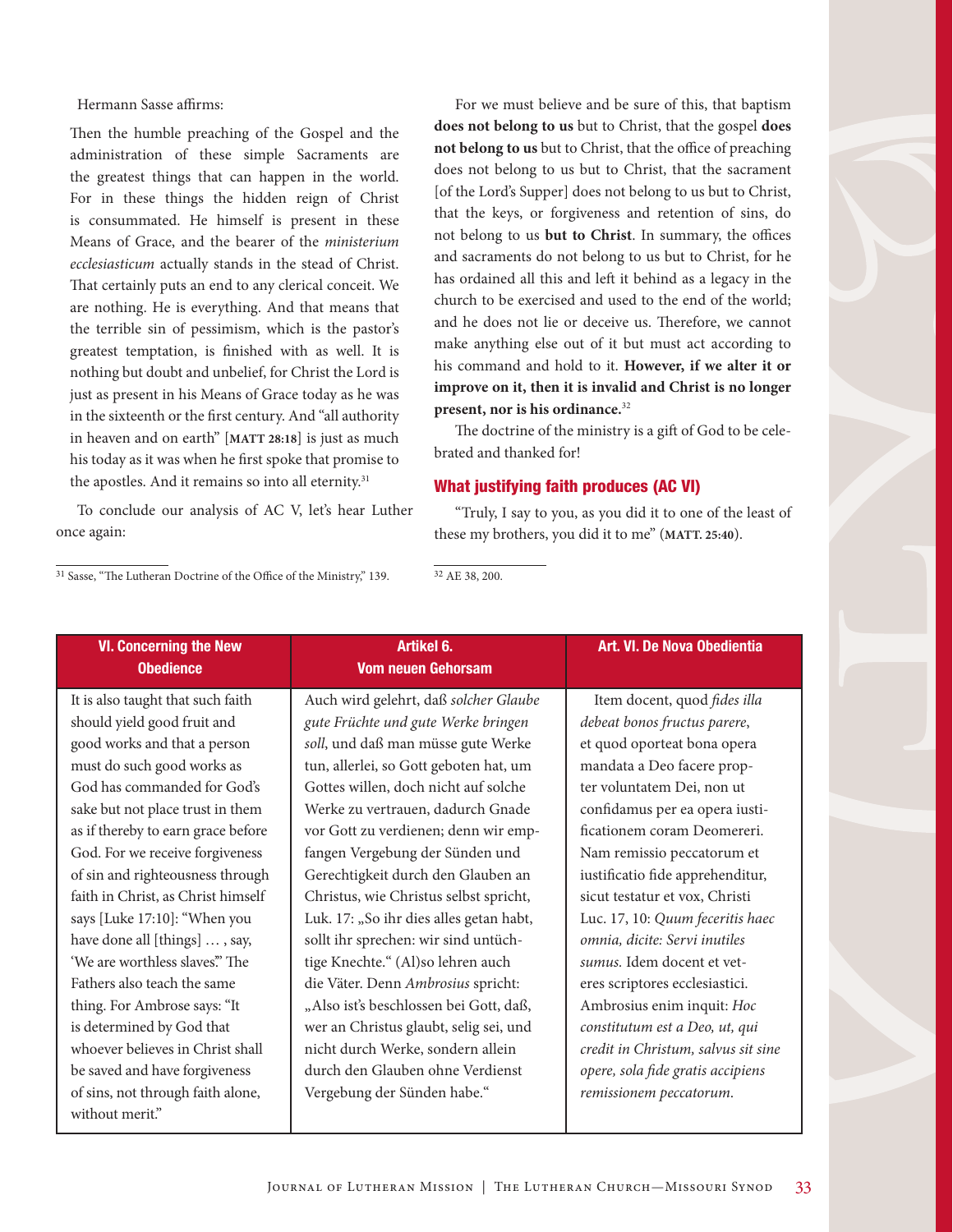Hermann Sasse affirms:

> Then the humble preaching of the Gospel and the administration of these simple Sacraments are the greatest things that can happen in the world. For in these things the hidden reign of Christ is consummated. He himself is present in these Means of Grace, and the bearer of the *ministerium ecclesiasticum* actually stands in the stead of Christ. That certainly puts an end to any clerical conceit. We are nothing. He is everything. And that means that the terrible sin of pessimism, which is the pastor's greatest temptation, is finished with as well. It is nothing but doubt and unbelief, for Christ the Lord is just as present in his Means of Grace today as he was in the sixteenth or the first century. And "all authority in heaven and on earth" [**MATT 28:18**] is just as much his today as it was when he first spoke that promise to the apostles. And it remains so into all eternity.[31]

To conclude our analysis of AC V, let's hear Luther once again:

> For we must believe and be sure of this, that baptism **does not belong to us** but to Christ, that the gospel **does not belong to us** but to Christ, that the office of preaching does not belong to us but to Christ, that the sacrament [of the Lord's Supper] does not belong to us but to Christ, that the keys, or forgiveness and retention of sins, do not belong to us **but to Christ**. In summary, the offices and sacraments do not belong to us but to Christ, for he has ordained all this and left it behind as a legacy in the church to be exercised and used to the end of the world; and he does not lie or deceive us. Therefore, we cannot make anything else out of it but must act according to his command and hold to it. **However, if we alter it or improve on it, then it is invalid and Christ is no longer present, nor is his ordinance.**[32]

The doctrine of the ministry is a gift of God to be celebrated and thanked for!

## What justifying faith produces (AC VI)

"Truly, I say to you, as you did it to one of the least of these my brothers, you did it to me" (**MATT. 25:40**).

[31] Sasse, "The Lutheran Doctrine of the Office of the Ministry," 139.

[32] AE 38, 200.

| VI. Concerning the New Obedience | Artikel 6. Vom neuen Gehorsam | Art. VI. De Nova Obedientia |
|---|---|---|
| It is also taught that such faith should yield good fruit and good works and that a person must do such good works as God has commanded for God's sake but not place trust in them as if thereby to earn grace before God. For we receive forgiveness of sin and righteousness through faith in Christ, as Christ himself says [Luke 17:10]: "When you have done all [things] … , say, 'We are worthless slaves.'" The Fathers also teach the same thing. For Ambrose says: "It is determined by God that whoever believes in Christ shall be saved and have forgiveness of sins, not through faith alone, without merit." | Auch wird gelehrt, daß *solcher Glaube gute Früchte und gute Werke bringen soll*, und daß man müsse gute Werke tun, allerlei, so Gott geboten hat, um Gottes willen, doch nicht auf solche Werke zu vertrauen, dadurch Gnade vor Gott zu verdienen; denn wir empfangen Vergebung der Sünden und Gerechtigkeit durch den Glauben an Christus, wie Christus selbst spricht, Luk. 17: „So ihr dies alles getan habt, sollt ihr sprechen: wir sind untüchtige Knechte." (Al)so lehren auch die Väter. Denn *Ambrosius* spricht: „Also ist's beschlossen bei Gott, daß, wer an Christus glaubt, selig sei, und nicht durch Werke, sondern allein durch den Glauben ohne Verdienst Vergebung der Sünden habe." | Item docent, quod *fides illa debeat bonos fructus parere*, et quod oporteat bona opera mandata a Deo facere propter voluntatem Dei, non ut confidamus per ea opera iustificationem coram Deomereri. Nam remissio peccatorum et iustificatio fide apprehenditur, sicut testatur et vox, Christi Luc. 17, 10: *Quum feceritis haec omnia, dicite: Servi inutiles sumus.* Idem docent et veteres scriptores ecclesiastici. Ambrosius enim inquit: *Hoc constitutum est a Deo, ut, qui credit in Christum, salvus sit sine opere, sola fide gratis accipiens remissionem peccatorum.* |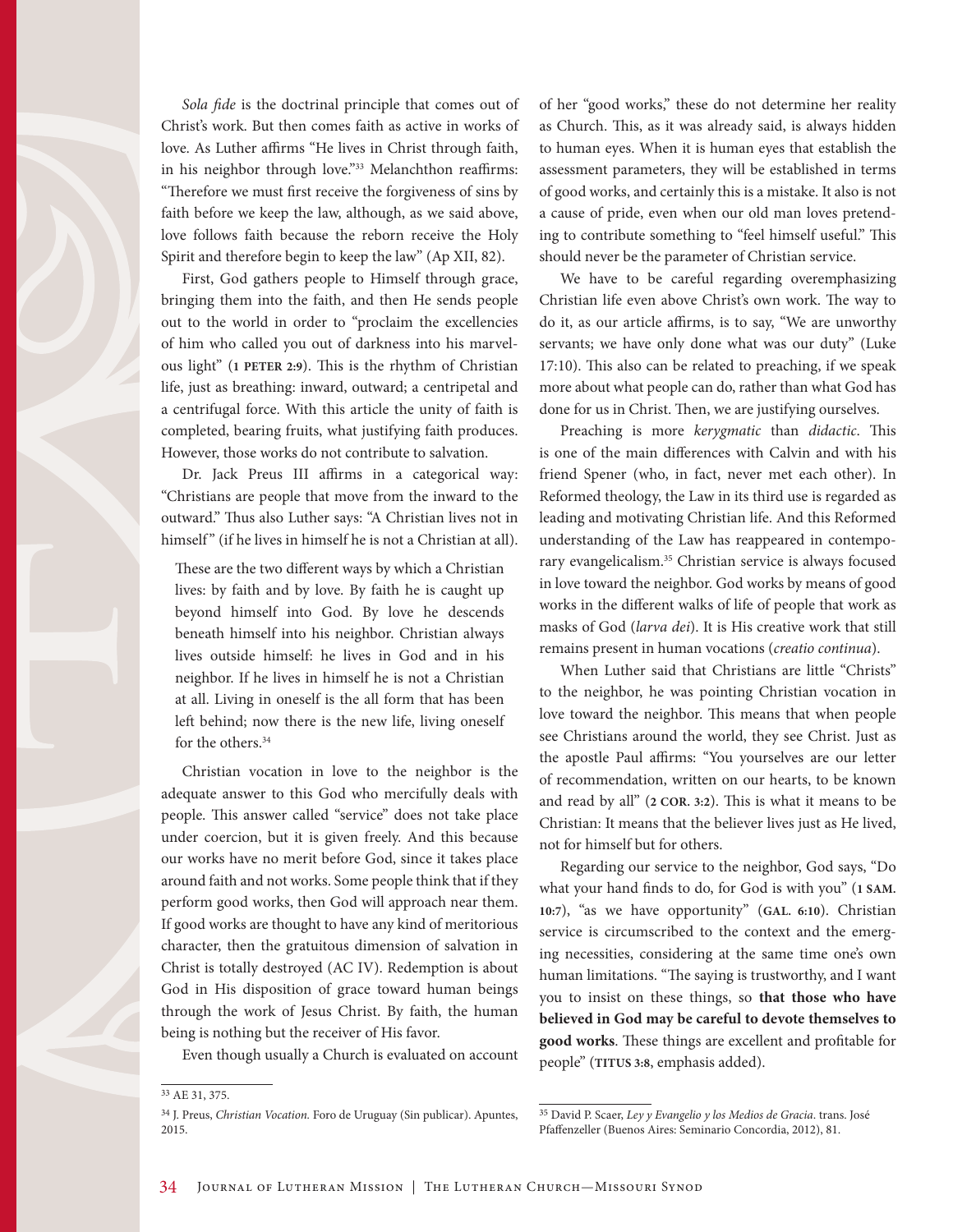*Sola fide* is the doctrinal principle that comes out of Christ's work. But then comes faith as active in works of love. As Luther affirms "He lives in Christ through faith, in his neighbor through love."[33] Melanchthon reaffirms: "Therefore we must first receive the forgiveness of sins by faith before we keep the law, although, as we said above, love follows faith because the reborn receive the Holy Spirit and therefore begin to keep the law" (Ap XII, 82).

First, God gathers people to Himself through grace, bringing them into the faith, and then He sends people out to the world in order to "proclaim the excellencies of him who called you out of darkness into his marvelous light" (**1 PETER 2:9**). This is the rhythm of Christian life, just as breathing: inward, outward; a centripetal and a centrifugal force. With this article the unity of faith is completed, bearing fruits, what justifying faith produces. However, those works do not contribute to salvation.

Dr. Jack Preus III affirms in a categorical way: "Christians are people that move from the inward to the outward." Thus also Luther says: "A Christian lives not in himself" (if he lives in himself he is not a Christian at all).

> These are the two different ways by which a Christian lives: by faith and by love. By faith he is caught up beyond himself into God. By love he descends beneath himself into his neighbor. Christian always lives outside himself: he lives in God and in his neighbor. If he lives in himself he is not a Christian at all. Living in oneself is the all form that has been left behind; now there is the new life, living oneself for the others.[34]

Christian vocation in love to the neighbor is the adequate answer to this God who mercifully deals with people. This answer called "service" does not take place under coercion, but it is given freely. And this because our works have no merit before God, since it takes place around faith and not works. Some people think that if they perform good works, then God will approach near them. If good works are thought to have any kind of meritorious character, then the gratuitous dimension of salvation in Christ is totally destroyed (AC IV). Redemption is about God in His disposition of grace toward human beings through the work of Jesus Christ. By faith, the human being is nothing but the receiver of His favor.

Even though usually a Church is evaluated on account of her "good works," these do not determine her reality as Church. This, as it was already said, is always hidden to human eyes. When it is human eyes that establish the assessment parameters, they will be established in terms of good works, and certainly this is a mistake. It also is not a cause of pride, even when our old man loves pretending to contribute something to "feel himself useful." This should never be the parameter of Christian service.

We have to be careful regarding overemphasizing Christian life even above Christ's own work. The way to do it, as our article affirms, is to say, "We are unworthy servants; we have only done what was our duty" (Luke 17:10). This also can be related to preaching, if we speak more about what people can do, rather than what God has done for us in Christ. Then, we are justifying ourselves.

Preaching is more *kerygmatic* than *didactic*. This is one of the main differences with Calvin and with his friend Spener (who, in fact, never met each other). In Reformed theology, the Law in its third use is regarded as leading and motivating Christian life. And this Reformed understanding of the Law has reappeared in contemporary evangelicalism.[35] Christian service is always focused in love toward the neighbor. God works by means of good works in the different walks of life of people that work as masks of God (*larva dei*). It is His creative work that still remains present in human vocations (*creatio continua*).

When Luther said that Christians are little "Christs" to the neighbor, he was pointing Christian vocation in love toward the neighbor. This means that when people see Christians around the world, they see Christ. Just as the apostle Paul affirms: "You yourselves are our letter of recommendation, written on our hearts, to be known and read by all" (**2 COR. 3:2**). This is what it means to be Christian: It means that the believer lives just as He lived, not for himself but for others.

Regarding our service to the neighbor, God says, "Do what your hand finds to do, for God is with you" (**1 SAM. 10:7**), "as we have opportunity" (**GAL. 6:10**). Christian service is circumscribed to the context and the emerging necessities, considering at the same time one's own human limitations. "The saying is trustworthy, and I want you to insist on these things, so **that those who have believed in God may be careful to devote themselves to good works**. These things are excellent and profitable for people" (**TITUS 3:8**, emphasis added).

---

[33] AE 31, 375.

[34] J. Preus, *Christian Vocation.* Foro de Uruguay (Sin publicar). Apuntes, 2015.

[35] David P. Scaer, *Ley y Evangelio y los Medios de Gracia*. trans. José Pfaffenzeller (Buenos Aires: Seminario Concordia, 2012), 81.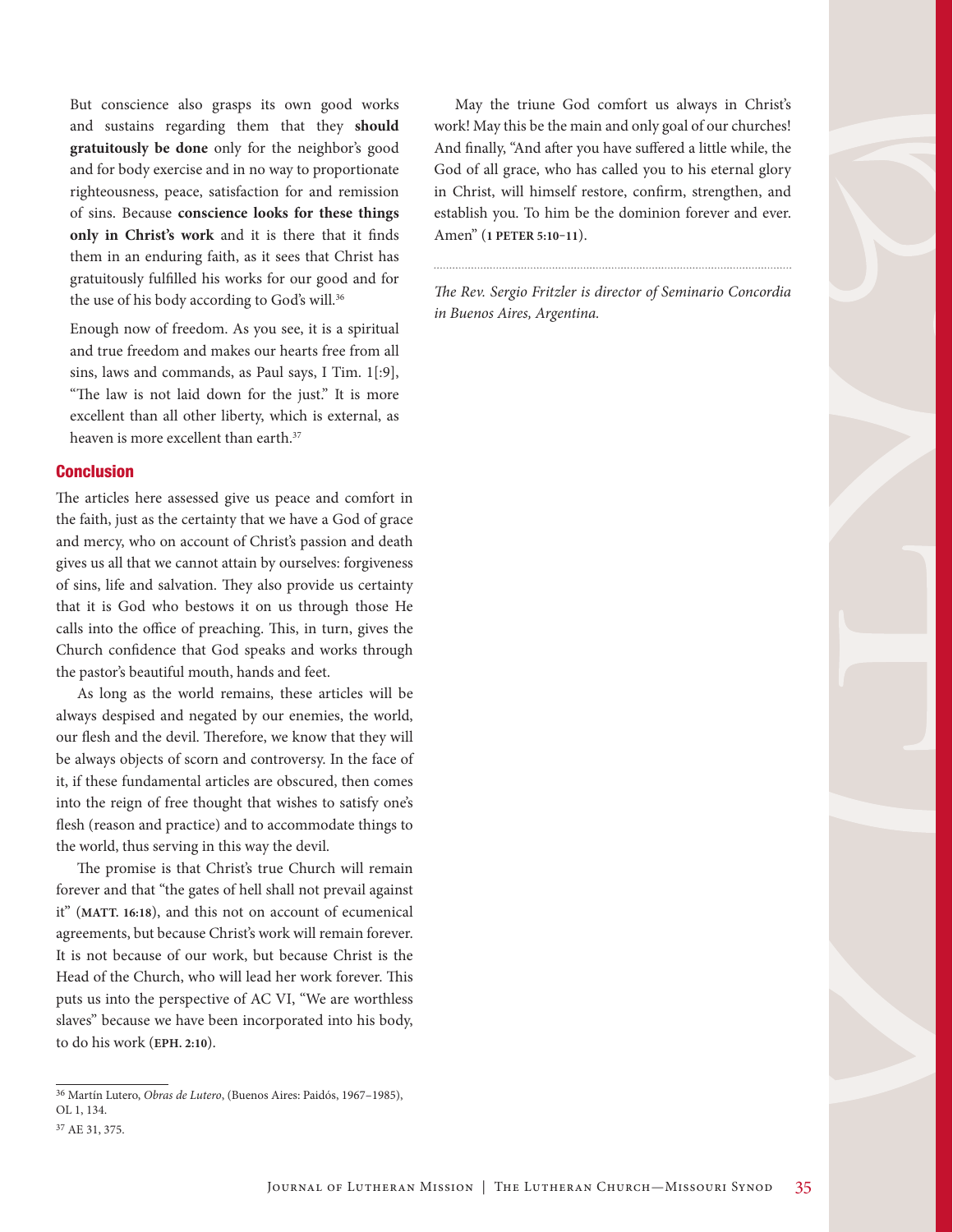But conscience also grasps its own good works and sustains regarding them that they **should gratuitously be done** only for the neighbor's good and for body exercise and in no way to proportionate righteousness, peace, satisfaction for and remission of sins. Because **conscience looks for these things only in Christ's work** and it is there that it finds them in an enduring faith, as it sees that Christ has gratuitously fulfilled his works for our good and for the use of his body according to God's will.[36]

Enough now of freedom. As you see, it is a spiritual and true freedom and makes our hearts free from all sins, laws and commands, as Paul says, I Tim. 1[:9], "The law is not laid down for the just." It is more excellent than all other liberty, which is external, as heaven is more excellent than earth.[37]

## Conclusion

The articles here assessed give us peace and comfort in the faith, just as the certainty that we have a God of grace and mercy, who on account of Christ's passion and death gives us all that we cannot attain by ourselves: forgiveness of sins, life and salvation. They also provide us certainty that it is God who bestows it on us through those He calls into the office of preaching. This, in turn, gives the Church confidence that God speaks and works through the pastor's beautiful mouth, hands and feet.

As long as the world remains, these articles will be always despised and negated by our enemies, the world, our flesh and the devil. Therefore, we know that they will be always objects of scorn and controversy. In the face of it, if these fundamental articles are obscured, then comes into the reign of free thought that wishes to satisfy one's flesh (reason and practice) and to accommodate things to the world, thus serving in this way the devil.

The promise is that Christ's true Church will remain forever and that "the gates of hell shall not prevail against it" (**MATT. 16:18**), and this not on account of ecumenical agreements, but because Christ's work will remain forever. It is not because of our work, but because Christ is the Head of the Church, who will lead her work forever. This puts us into the perspective of AC VI, "We are worthless slaves" because we have been incorporated into his body, to do his work (**EPH. 2:10**).

May the triune God comfort us always in Christ's work! May this be the main and only goal of our churches! And finally, "And after you have suffered a little while, the God of all grace, who has called you to his eternal glory in Christ, will himself restore, confirm, strengthen, and establish you. To him be the dominion forever and ever. Amen" (**1 PETER 5:10–11**).

*The Rev. Sergio Fritzler is director of Seminario Concordia in Buenos Aires, Argentina.*

---

[36] Martín Lutero, *Obras de Lutero*, (Buenos Aires: Paidós, 1967–1985), OL 1, 134.

[37] AE 31, 375.